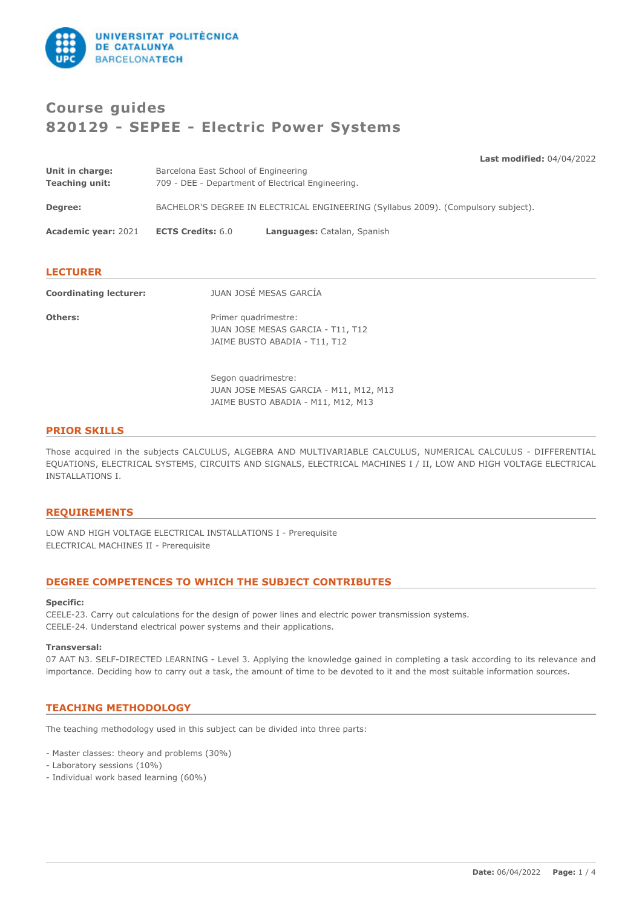# Course guides
# 820129 - SEPEE - Electric Power Systems

**Last modified:** 04/04/2022

**Unit in charge:** Barcelona East School of Engineering
**Teaching unit:** 709 - DEE - Department of Electrical Engineering.

**Degree:** BACHELOR'S DEGREE IN ELECTRICAL ENGINEERING (Syllabus 2009). (Compulsory subject).

**Academic year:** 2021 **ECTS Credits:** 6.0 **Languages:** Catalan, Spanish

## LECTURER

**Coordinating lecturer:** JUAN JOSÉ MESAS GARCÍA

**Others:**

Primer quadrimestre:
JUAN JOSE MESAS GARCIA - T11, T12
JAIME BUSTO ABADIA - T11, T12

Segon quadrimestre:
JUAN JOSE MESAS GARCIA - M11, M12, M13
JAIME BUSTO ABADIA - M11, M12, M13

## PRIOR SKILLS

Those acquired in the subjects CALCULUS, ALGEBRA AND MULTIVARIABLE CALCULUS, NUMERICAL CALCULUS - DIFFERENTIAL EQUATIONS, ELECTRICAL SYSTEMS, CIRCUITS AND SIGNALS, ELECTRICAL MACHINES I / II, LOW AND HIGH VOLTAGE ELECTRICAL INSTALLATIONS I.

## REQUIREMENTS

LOW AND HIGH VOLTAGE ELECTRICAL INSTALLATIONS I - Prerequisite
ELECTRICAL MACHINES II - Prerequisite

## DEGREE COMPETENCES TO WHICH THE SUBJECT CONTRIBUTES

**Specific:**
CEELE-23. Carry out calculations for the design of power lines and electric power transmission systems.
CEELE-24. Understand electrical power systems and their applications.

**Transversal:**
07 AAT N3. SELF-DIRECTED LEARNING - Level 3. Applying the knowledge gained in completing a task according to its relevance and importance. Deciding how to carry out a task, the amount of time to be devoted to it and the most suitable information sources.

## TEACHING METHODOLOGY

The teaching methodology used in this subject can be divided into three parts:

- Master classes: theory and problems (30%)
- Laboratory sessions (10%)
- Individual work based learning (60%)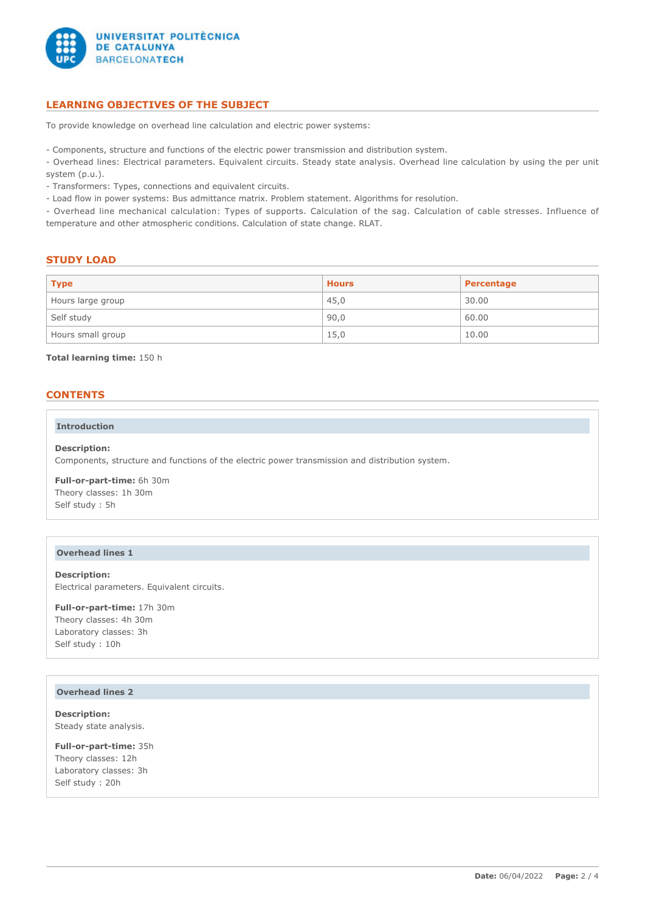## LEARNING OBJECTIVES OF THE SUBJECT

To provide knowledge on overhead line calculation and electric power systems:

- Components, structure and functions of the electric power transmission and distribution system.
- Overhead lines: Electrical parameters. Equivalent circuits. Steady state analysis. Overhead line calculation by using the per unit system (p.u.).
- Transformers: Types, connections and equivalent circuits.
- Load flow in power systems: Bus admittance matrix. Problem statement. Algorithms for resolution.
- Overhead line mechanical calculation: Types of supports. Calculation of the sag. Calculation of cable stresses. Influence of temperature and other atmospheric conditions. Calculation of state change. RLAT.

## STUDY LOAD

| Type | Hours | Percentage |
|---|---|---|
| Hours large group | 45,0 | 30.00 |
| Self study | 90,0 | 60.00 |
| Hours small group | 15,0 | 10.00 |

**Total learning time:** 150 h

## CONTENTS

### Introduction

**Description:**
Components, structure and functions of the electric power transmission and distribution system.

**Full-or-part-time:** 6h 30m
Theory classes: 1h 30m
Self study : 5h

### Overhead lines 1

**Description:**
Electrical parameters. Equivalent circuits.

**Full-or-part-time:** 17h 30m
Theory classes: 4h 30m
Laboratory classes: 3h
Self study : 10h

### Overhead lines 2

**Description:**
Steady state analysis.

**Full-or-part-time:** 35h
Theory classes: 12h
Laboratory classes: 3h
Self study : 20h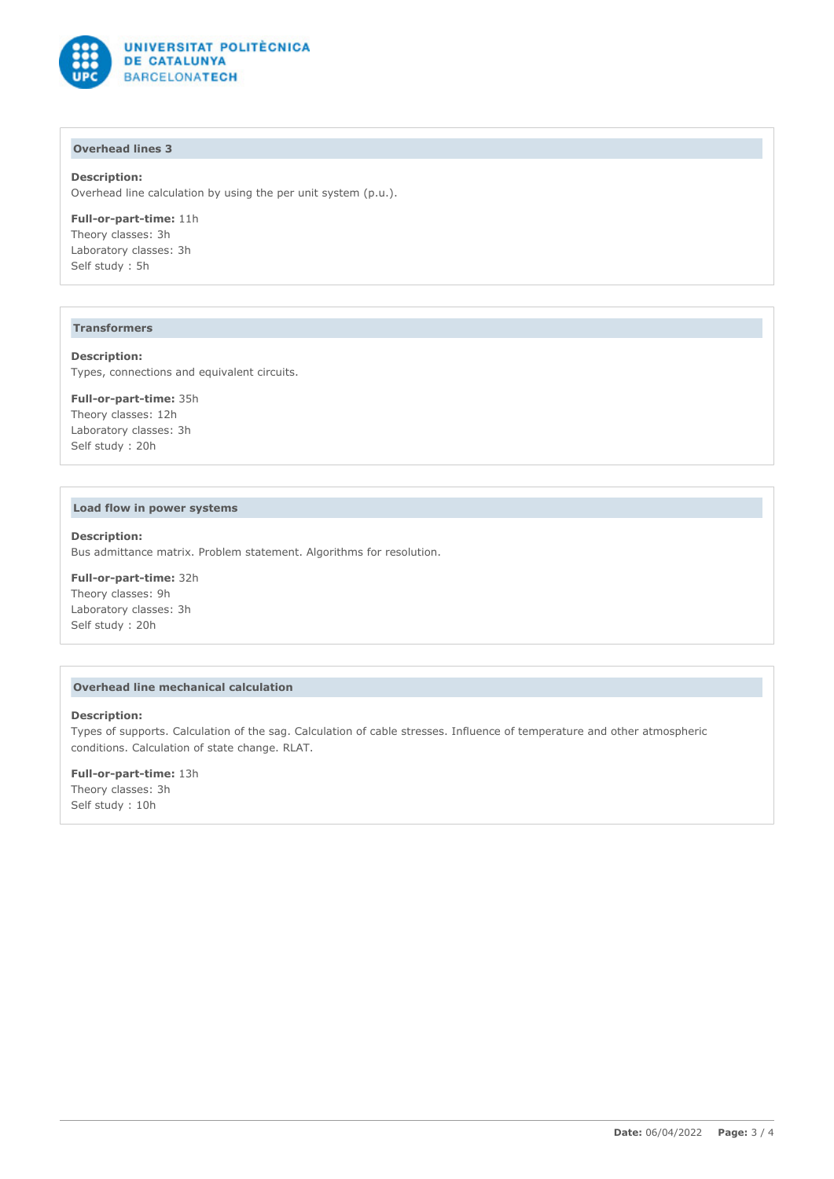### Overhead lines 3

**Description:**
Overhead line calculation by using the per unit system (p.u.).

**Full-or-part-time:** 11h
Theory classes: 3h
Laboratory classes: 3h
Self study : 5h

### Transformers

**Description:**
Types, connections and equivalent circuits.

**Full-or-part-time:** 35h
Theory classes: 12h
Laboratory classes: 3h
Self study : 20h

### Load flow in power systems

**Description:**
Bus admittance matrix. Problem statement. Algorithms for resolution.

**Full-or-part-time:** 32h
Theory classes: 9h
Laboratory classes: 3h
Self study : 20h

### Overhead line mechanical calculation

**Description:**
Types of supports. Calculation of the sag. Calculation of cable stresses. Influence of temperature and other atmospheric conditions. Calculation of state change. RLAT.

**Full-or-part-time:** 13h
Theory classes: 3h
Self study : 10h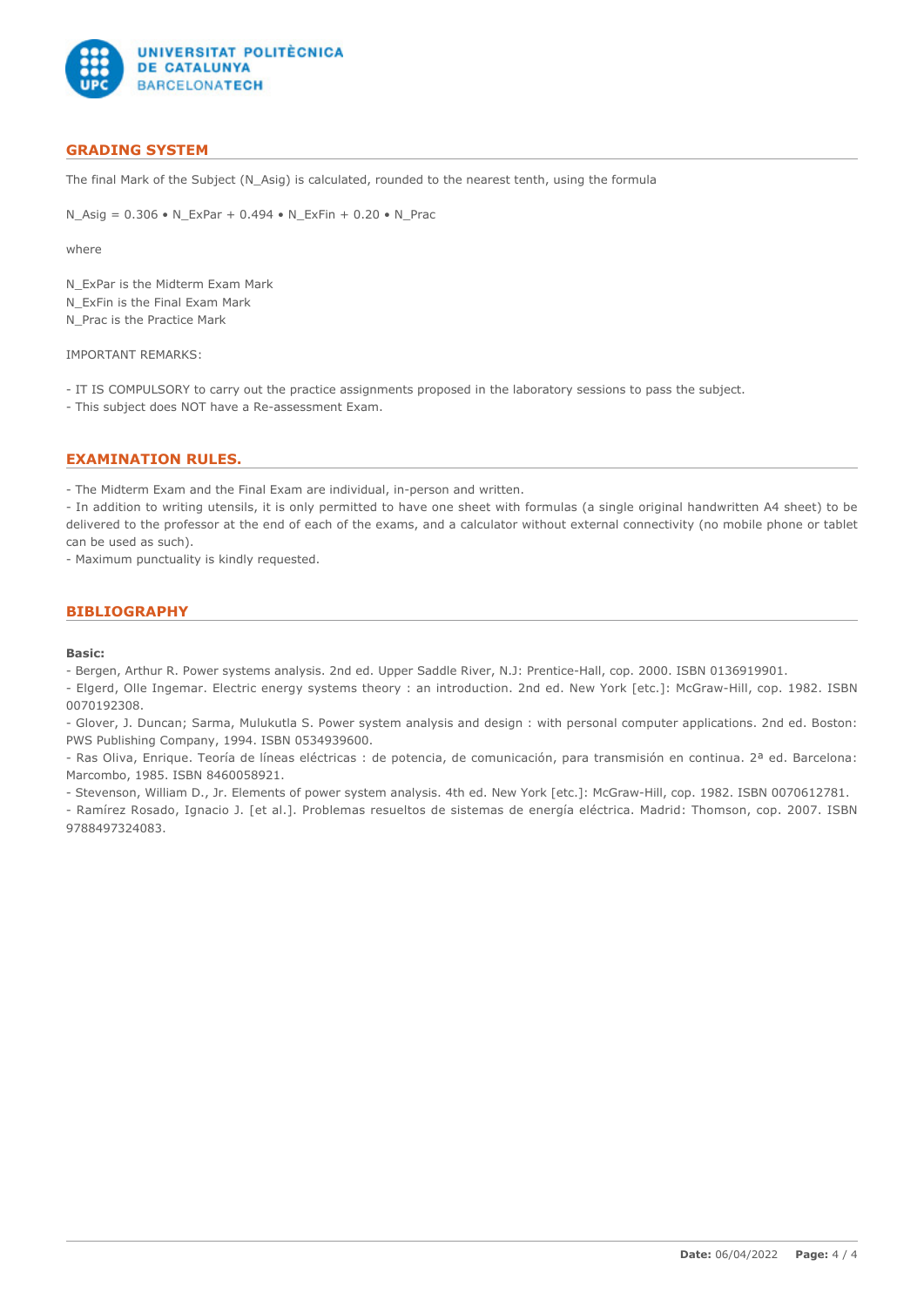## GRADING SYSTEM

The final Mark of the Subject (N_Asig) is calculated, rounded to the nearest tenth, using the formula

$$N\_Asig = 0.306 \cdot N\_ExPar + 0.494 \cdot N\_ExFin + 0.20 \cdot N\_Prac$$

where

N_ExPar is the Midterm Exam Mark
N_ExFin is the Final Exam Mark
N_Prac is the Practice Mark

IMPORTANT REMARKS:

- IT IS COMPULSORY to carry out the practice assignments proposed in the laboratory sessions to pass the subject.
- This subject does NOT have a Re-assessment Exam.

## EXAMINATION RULES.

- The Midterm Exam and the Final Exam are individual, in-person and written.
- In addition to writing utensils, it is only permitted to have one sheet with formulas (a single original handwritten A4 sheet) to be delivered to the professor at the end of each of the exams, and a calculator without external connectivity (no mobile phone or tablet can be used as such).
- Maximum punctuality is kindly requested.

## BIBLIOGRAPHY

**Basic:**

- Bergen, Arthur R. Power systems analysis. 2nd ed. Upper Saddle River, N.J: Prentice-Hall, cop. 2000. ISBN 0136919901.
- Elgerd, Olle Ingemar. Electric energy systems theory : an introduction. 2nd ed. New York [etc.]: McGraw-Hill, cop. 1982. ISBN 0070192308.
- Glover, J. Duncan; Sarma, Mulukutla S. Power system analysis and design : with personal computer applications. 2nd ed. Boston: PWS Publishing Company, 1994. ISBN 0534939600.
- Ras Oliva, Enrique. Teoría de líneas eléctricas : de potencia, de comunicación, para transmisión en continua. 2ª ed. Barcelona: Marcombo, 1985. ISBN 8460058921.
- Stevenson, William D., Jr. Elements of power system analysis. 4th ed. New York [etc.]: McGraw-Hill, cop. 1982. ISBN 0070612781.
- Ramírez Rosado, Ignacio J. [et al.]. Problemas resueltos de sistemas de energía eléctrica. Madrid: Thomson, cop. 2007. ISBN 9788497324083.